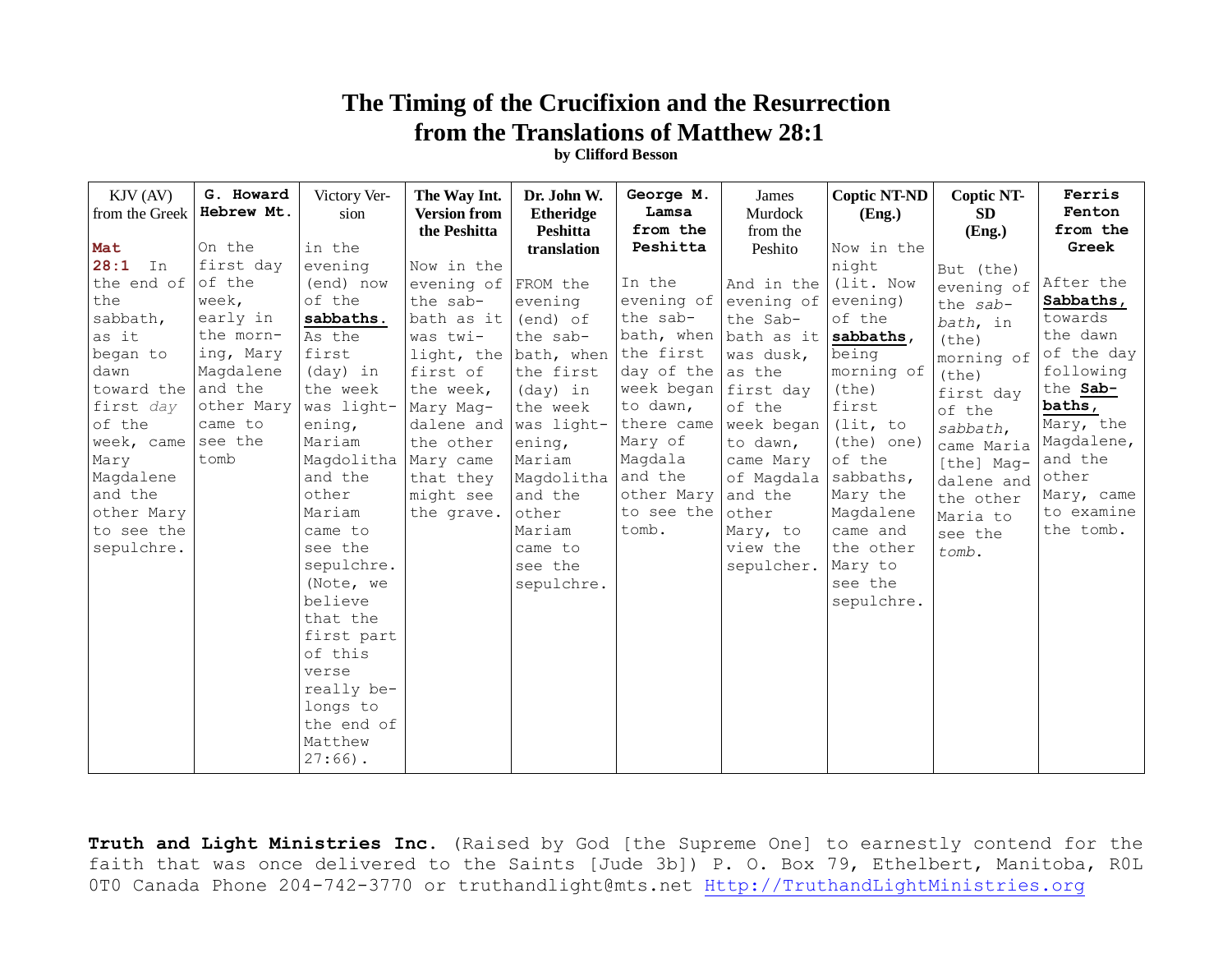# The Timing of the Crucifixion and the Resurrection from the Translations of Matthew 28:1

**by Clifford Besson**

| KJV (AV) from the Greek | **G. Howard Hebrew Mt.** | Victory Version | **The Way Int. Version from the Peshitta** | **Dr. John W. Etheridge Peshitta translation** | **George M. Lamsa from the Peshitta** | James Murdock from the Peshito | **Coptic NT-ND (Eng.)** | **Coptic NT-SD (Eng.)** | **Ferris Fenton from the Greek** |
|---|---|---|---|---|---|---|---|---|---|
| **Mat 28:1** In the end of the sabbath, as it began to dawn toward the first *day* of the week, came Mary Magdalene and the other Mary to see the sepulchre. | On the first day of the week, early in the morning, Mary Magdalene and the other Mary came to see the tomb | in the evening (end) now of the **sabbaths.** As the first (day) in the week was lightening, Mariam Magdolitha and the other Mariam came to see the sepulchre. (Note, we believe that the first part of this verse really belongs to the end of Matthew 27:66). | Now in the evening of the sabbath as it was twilight, the first of the week, Mary Magdalene and the other Mary came that they might see the grave. | FROM the evening (end) of the sabbath, when the first (day) in the week was lightening, Mariam Magdolitha and the other Mariam came to see the sepulchre. | In the evening of the sabbath, when the first day of the week began to dawn, there came Mary of Magdala and the other Mary to see the tomb. | And in the evening of the Sabbath as it was dusk, as the first day of the week began to dawn, came Mary of Magdala and the other Mary, to view the sepulcher. | Now in the night (lit. Now evening) of the **sabbaths**, being morning of (the) first (lit, to (the) one) of the sabbaths, Mary the Magdalene came and the other Mary to see the sepulchre. | But (the) evening of the *sabbath*, in (the) morning of (the) first day of the *sabbath*, came Maria [the] Magdalene and the other Maria to see the *tomb*. | After the **Sabbaths,** towards the dawn of the day following the **Sabbaths,** Mary, the Magdalene, and the other Mary, came to examine the tomb. |

**Truth and Light Ministries Inc.** (Raised by God [the Supreme One] to earnestly contend for the faith that was once delivered to the Saints [Jude 3b]) P. O. Box 79, Ethelbert, Manitoba, R0L 0T0 Canada Phone 204-742-3770 or truthandlight@mts.net Http://TruthandLightMinistries.org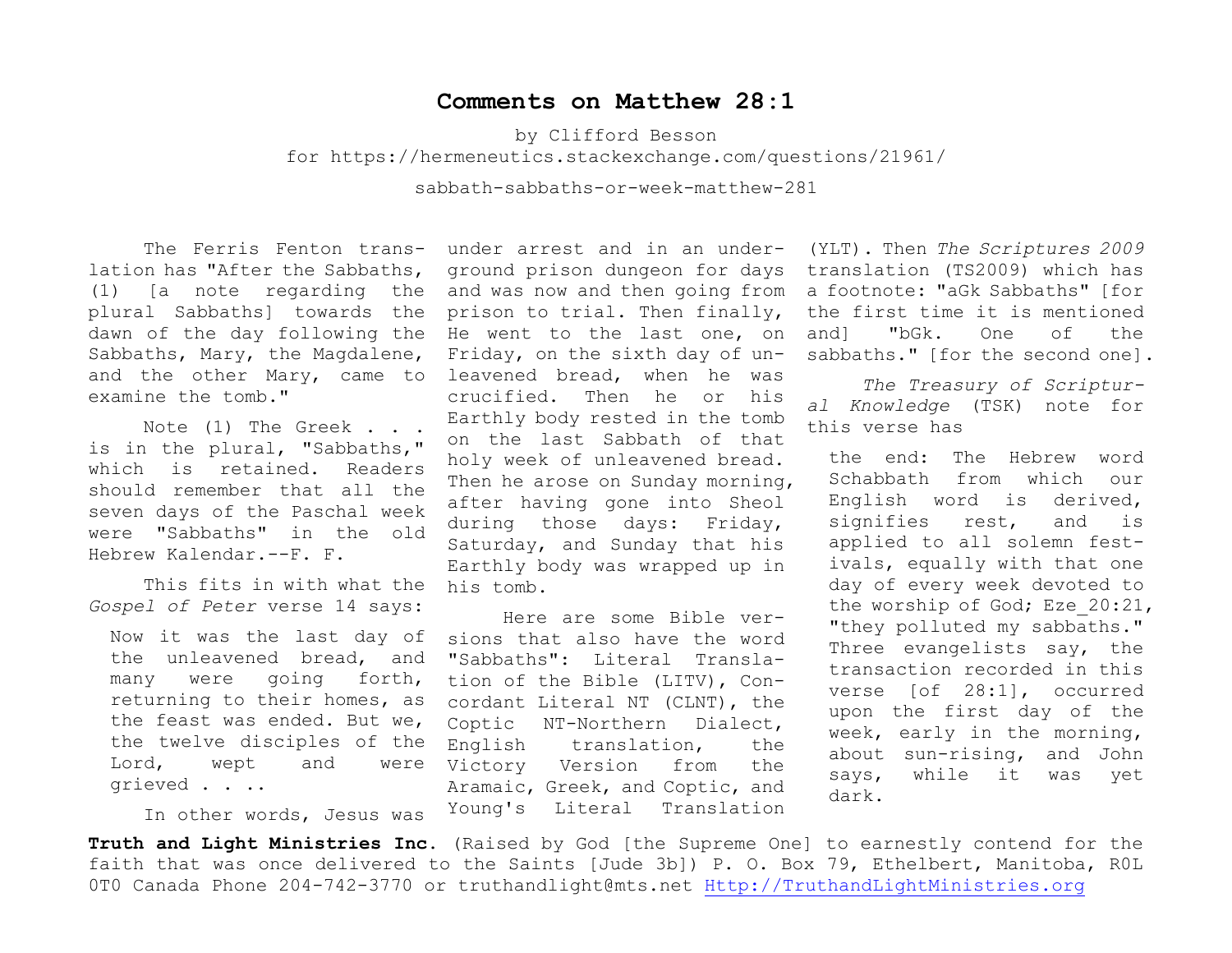# Comments on Matthew 28:1

by Clifford Besson
for https://hermeneutics.stackexchange.com/questions/21961/sabbath-sabbaths-or-week-matthew-281

The Ferris Fenton translation has "After the Sabbaths, (1) [a note regarding the plural Sabbaths] towards the dawn of the day following the Sabbaths, Mary, the Magdalene, and the other Mary, came to examine the tomb."

Note (1) The Greek . . . is in the plural, "Sabbaths," which is retained. Readers should remember that all the seven days of the Paschal week were "Sabbaths" in the old Hebrew Kalendar.--F. F.

This fits in with what the *Gospel of Peter* verse 14 says:

> Now it was the last day of the unleavened bread, and many were going forth, returning to their homes, as the feast was ended. But we, the twelve disciples of the Lord, wept and were grieved . . ..

In other words, Jesus was under arrest and in an underground prison dungeon for days and was now and then going from prison to trial. Then finally, He went to the last one, on Friday, on the sixth day of unleavened bread, when he was crucified. Then he or his Earthly body rested in the tomb on the last Sabbath of that holy week of unleavened bread. Then he arose on Sunday morning, after having gone into Sheol during those days: Friday, Saturday, and Sunday that his Earthly body was wrapped up in his tomb.

Here are some Bible versions that also have the word "Sabbaths": Literal Translation of the Bible (LITV), Concordant Literal NT (CLNT), the Coptic NT-Northern Dialect, English translation, the Victory Version from the Aramaic, Greek, and Coptic, and Young's Literal Translation (YLT). Then *The Scriptures 2009* translation (TS2009) which has a footnote: "aGk Sabbaths" [for the first time it is mentioned and] "bGk. One of the sabbaths." [for the second one].

*The Treasury of Scriptural Knowledge* (TSK) note for this verse has

> the end: The Hebrew word Schabbath from which our English word is derived, signifies rest, and is applied to all solemn festivals, equally with that one day of every week devoted to the worship of God; Eze_20:21, "they polluted my sabbaths." Three evangelists say, the transaction recorded in this verse [of 28:1], occurred upon the first day of the week, early in the morning, about sun-rising, and John says, while it was yet dark.

**Truth and Light Ministries Inc.** (Raised by God [the Supreme One] to earnestly contend for the faith that was once delivered to the Saints [Jude 3b]) P. O. Box 79, Ethelbert, Manitoba, R0L 0T0 Canada Phone 204-742-3770 or truthandlight@mts.net Http://TruthandLightMinistries.org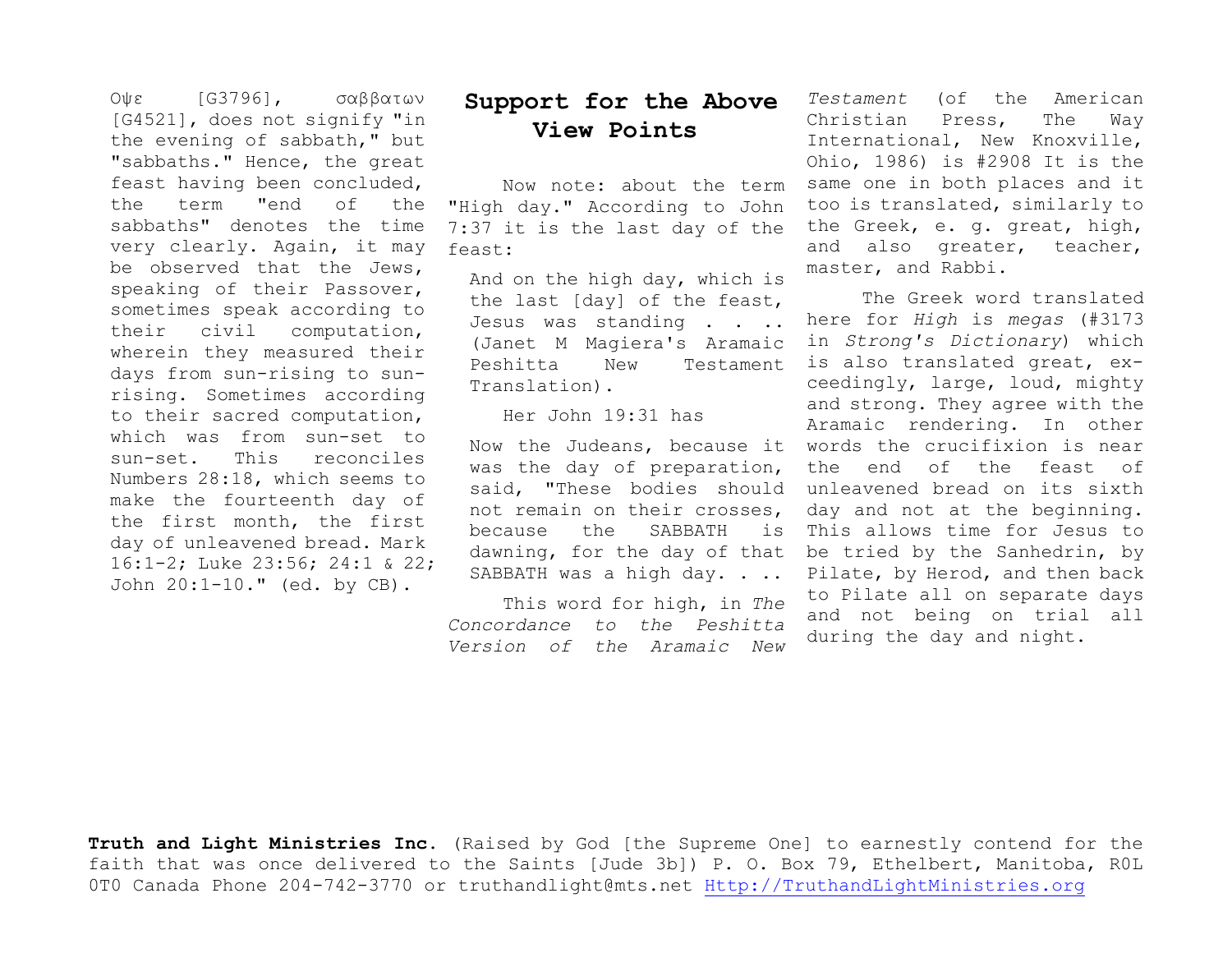Οψε [G3796], σαββατων [G4521], does not signify "in the evening of sabbath," but "sabbaths." Hence, the great feast having been concluded, the term "end of the sabbaths" denotes the time very clearly. Again, it may be observed that the Jews, speaking of their Passover, sometimes speak according to their civil computation, wherein they measured their days from sun-rising to sun-rising. Sometimes according to their sacred computation, which was from sun-set to sun-set. This reconciles Numbers 28:18, which seems to make the fourteenth day of the first month, the first day of unleavened bread. Mark 16:1-2; Luke 23:56; 24:1 & 22; John 20:1-10." (ed. by CB).

## Support for the Above View Points

Now note: about the term "High day." According to John 7:37 it is the last day of the feast:

> And on the high day, which is the last [day] of the feast, Jesus was standing . . .. (Janet M Magiera's Aramaic Peshitta New Testament Translation).

Her John 19:31 has

> Now the Judeans, because it was the day of preparation, said, "These bodies should not remain on their crosses, because the SABBATH is dawning, for the day of that SABBATH was a high day. . ..

This word for high, in *The Concordance to the Peshitta Version of the Aramaic New Testament* (of the American Christian Press, The Way International, New Knoxville, Ohio, 1986) is #2908 It is the same one in both places and it too is translated, similarly to the Greek, e. g. great, high, and also greater, teacher, master, and Rabbi.

The Greek word translated here for *High* is *megas* (#3173 in *Strong's Dictionary*) which is also translated great, exceedingly, large, loud, mighty and strong. They agree with the Aramaic rendering. In other words the crucifixion is near the end of the feast of unleavened bread on its sixth day and not at the beginning. This allows time for Jesus to be tried by the Sanhedrin, by Pilate, by Herod, and then back to Pilate all on separate days and not being on trial all during the day and night.

**Truth and Light Ministries Inc.** (Raised by God [the Supreme One] to earnestly contend for the faith that was once delivered to the Saints [Jude 3b]) P. O. Box 79, Ethelbert, Manitoba, R0L 0T0 Canada Phone 204-742-3770 or truthandlight@mts.net Http://TruthandLightMinistries.org